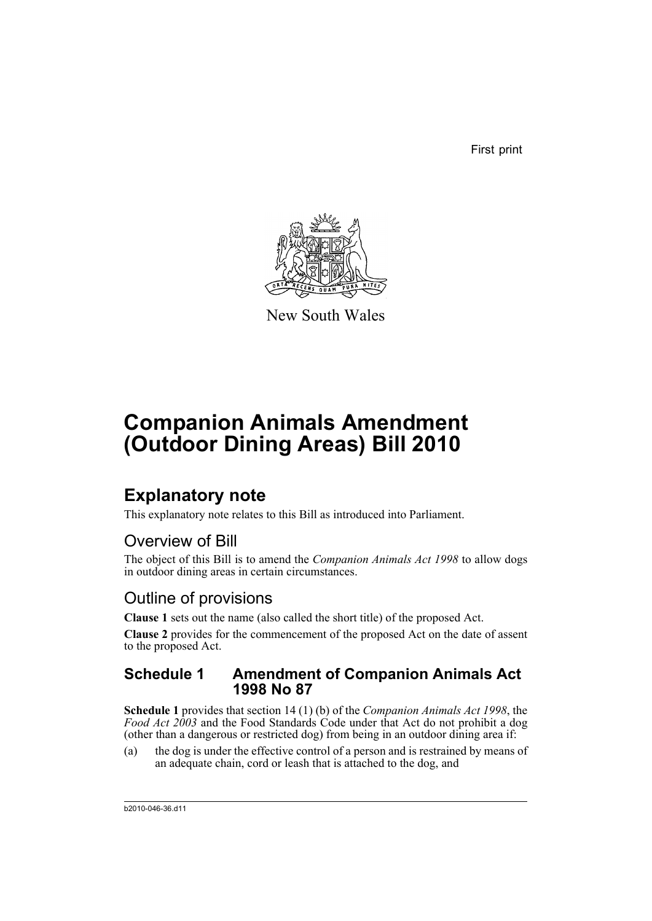First print

New South Wales

# Companion Animals Amendment (Outdoor Dining Areas) Bill 2010

## Explanatory note

This explanatory note relates to this Bill as introduced into Parliament.

### Overview of Bill

The object of this Bill is to amend the *Companion Animals Act 1998* to allow dogs in outdoor dining areas in certain circumstances.

### Outline of provisions

**Clause 1** sets out the name (also called the short title) of the proposed Act.

**Clause 2** provides for the commencement of the proposed Act on the date of assent to the proposed Act.

## Schedule 1 Amendment of Companion Animals Act 1998 No 87

**Schedule 1** provides that section 14 (1) (b) of the *Companion Animals Act 1998*, the *Food Act 2003* and the Food Standards Code under that Act do not prohibit a dog (other than a dangerous or restricted dog) from being in an outdoor dining area if:

(a) the dog is under the effective control of a person and is restrained by means of an adequate chain, cord or leash that is attached to the dog, and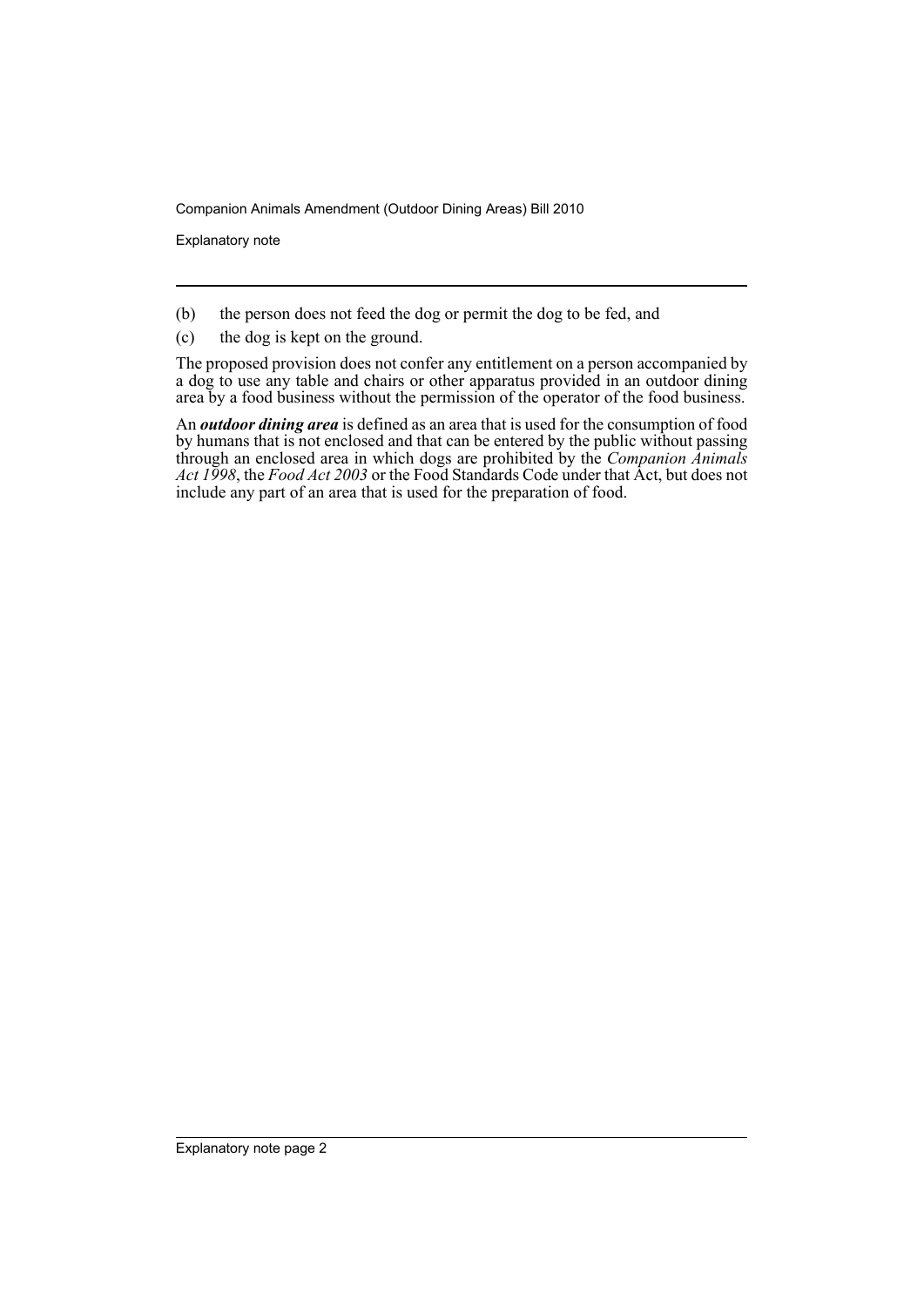(b) the person does not feed the dog or permit the dog to be fed, and

(c) the dog is kept on the ground.

The proposed provision does not confer any entitlement on a person accompanied by a dog to use any table and chairs or other apparatus provided in an outdoor dining area by a food business without the permission of the operator of the food business.

An ***outdoor dining area*** is defined as an area that is used for the consumption of food by humans that is not enclosed and that can be entered by the public without passing through an enclosed area in which dogs are prohibited by the *Companion Animals Act 1998*, the *Food Act 2003* or the Food Standards Code under that Act, but does not include any part of an area that is used for the preparation of food.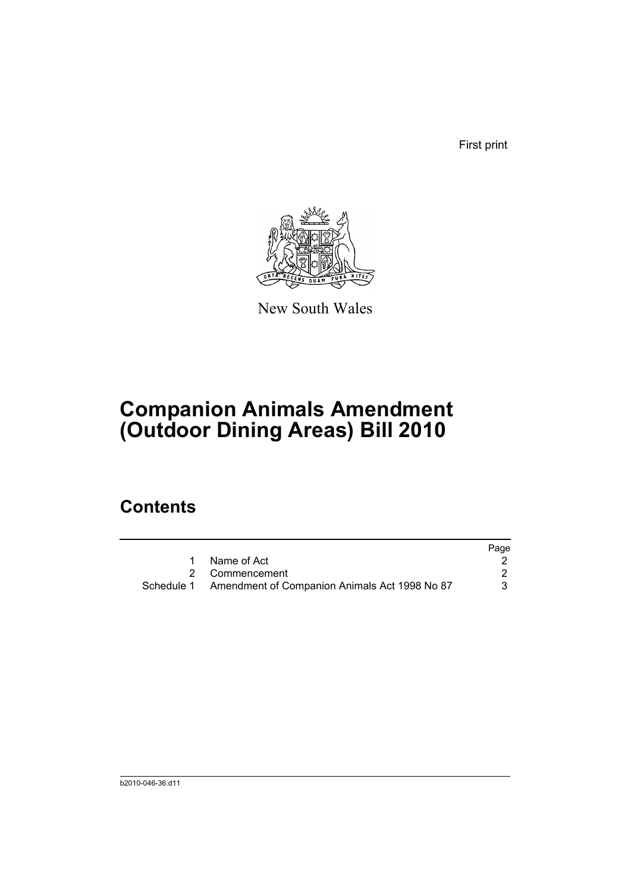First print

New South Wales

# Companion Animals Amendment (Outdoor Dining Areas) Bill 2010

## Contents

| | | Page |
|---|---|---|
| 1 | Name of Act | 2 |
| 2 | Commencement | 2 |
| Schedule 1 | Amendment of Companion Animals Act 1998 No 87 | 3 |

b2010-046-36.d11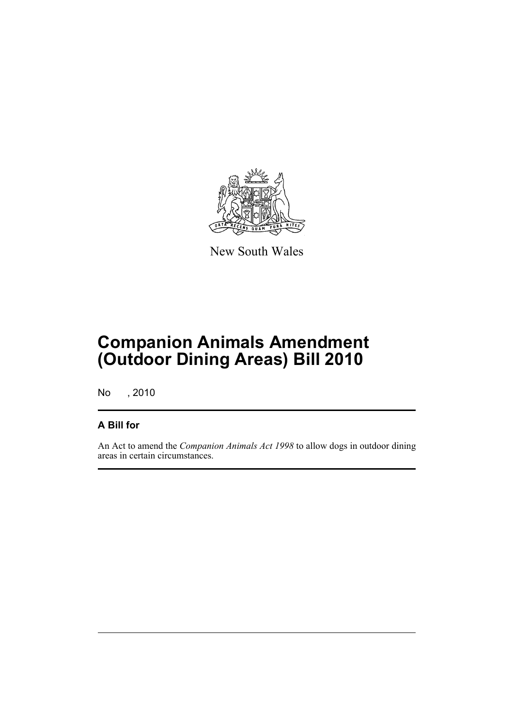New South Wales

# Companion Animals Amendment (Outdoor Dining Areas) Bill 2010

No , 2010

## A Bill for

An Act to amend the *Companion Animals Act 1998* to allow dogs in outdoor dining areas in certain circumstances.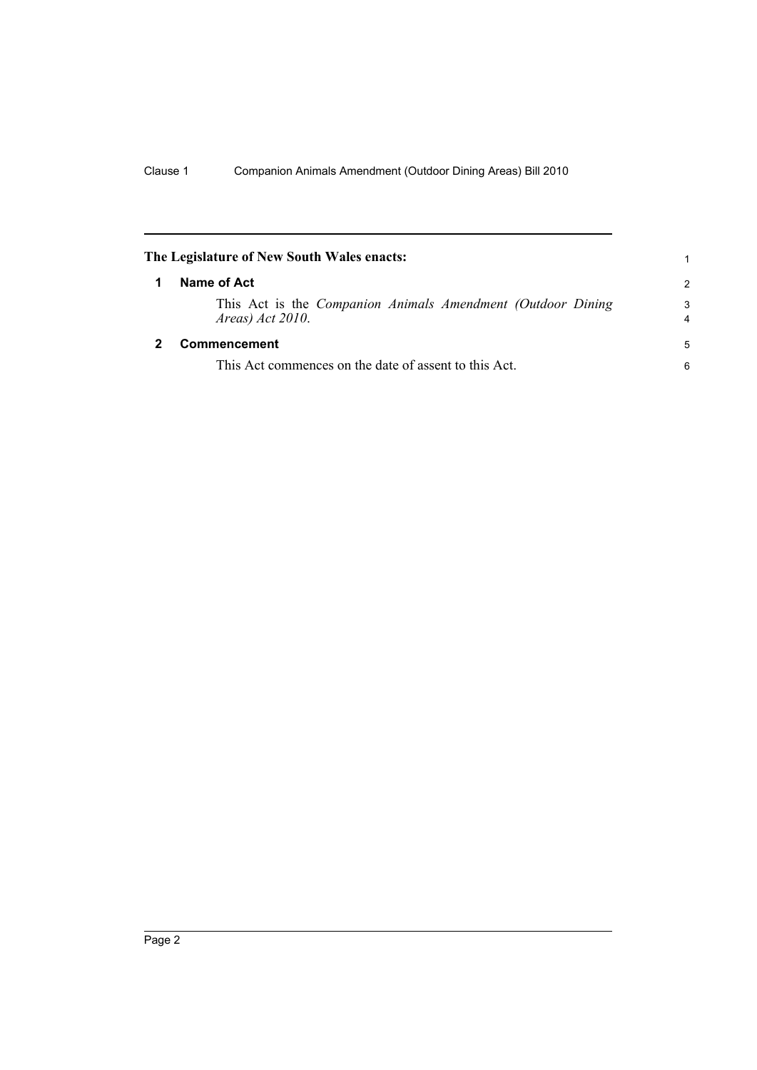## The Legislature of New South Wales enacts:

### 1 Name of Act

This Act is the *Companion Animals Amendment (Outdoor Dining Areas) Act 2010*.

### 2 Commencement

This Act commences on the date of assent to this Act.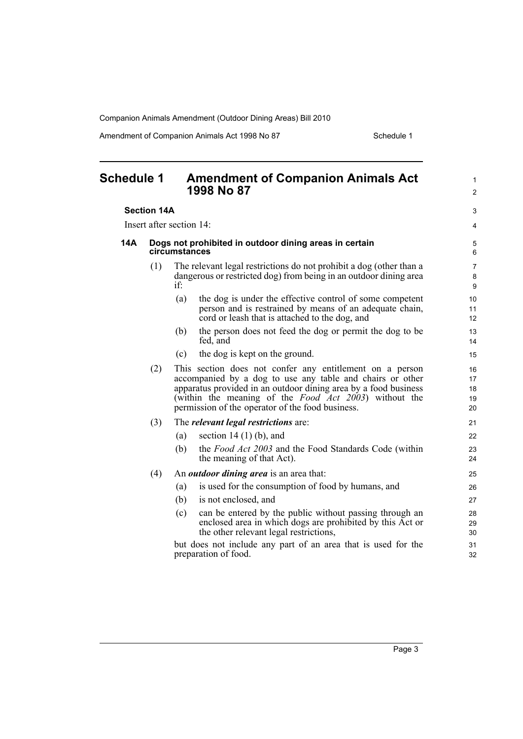# Schedule 1 Amendment of Companion Animals Act 1998 No 87

**Section 14A**

Insert after section 14:

### 14A Dogs not prohibited in outdoor dining areas in certain circumstances

(1) The relevant legal restrictions do not prohibit a dog (other than a dangerous or restricted dog) from being in an outdoor dining area if:

- (a) the dog is under the effective control of some competent person and is restrained by means of an adequate chain, cord or leash that is attached to the dog, and
- (b) the person does not feed the dog or permit the dog to be fed, and
- (c) the dog is kept on the ground.

(2) This section does not confer any entitlement on a person accompanied by a dog to use any table and chairs or other apparatus provided in an outdoor dining area by a food business (within the meaning of the *Food Act 2003*) without the permission of the operator of the food business.

(3) The ***relevant legal restrictions*** are:

- (a) section 14 (1) (b), and
- (b) the *Food Act 2003* and the Food Standards Code (within the meaning of that Act).

(4) An ***outdoor dining area*** is an area that:

- (a) is used for the consumption of food by humans, and
- (b) is not enclosed, and
- (c) can be entered by the public without passing through an enclosed area in which dogs are prohibited by this Act or the other relevant legal restrictions,

but does not include any part of an area that is used for the preparation of food.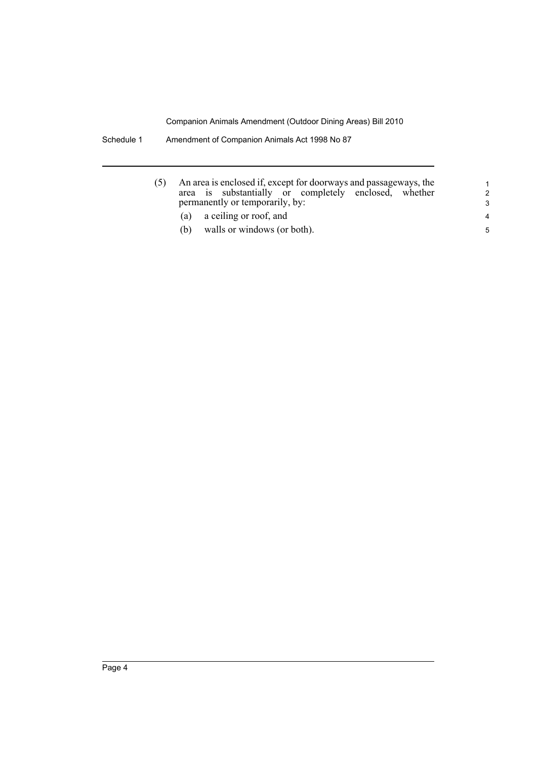(5) An area is enclosed if, except for doorways and passageways, the area is substantially or completely enclosed, whether permanently or temporarily, by:

(a) a ceiling or roof, and

(b) walls or windows (or both).